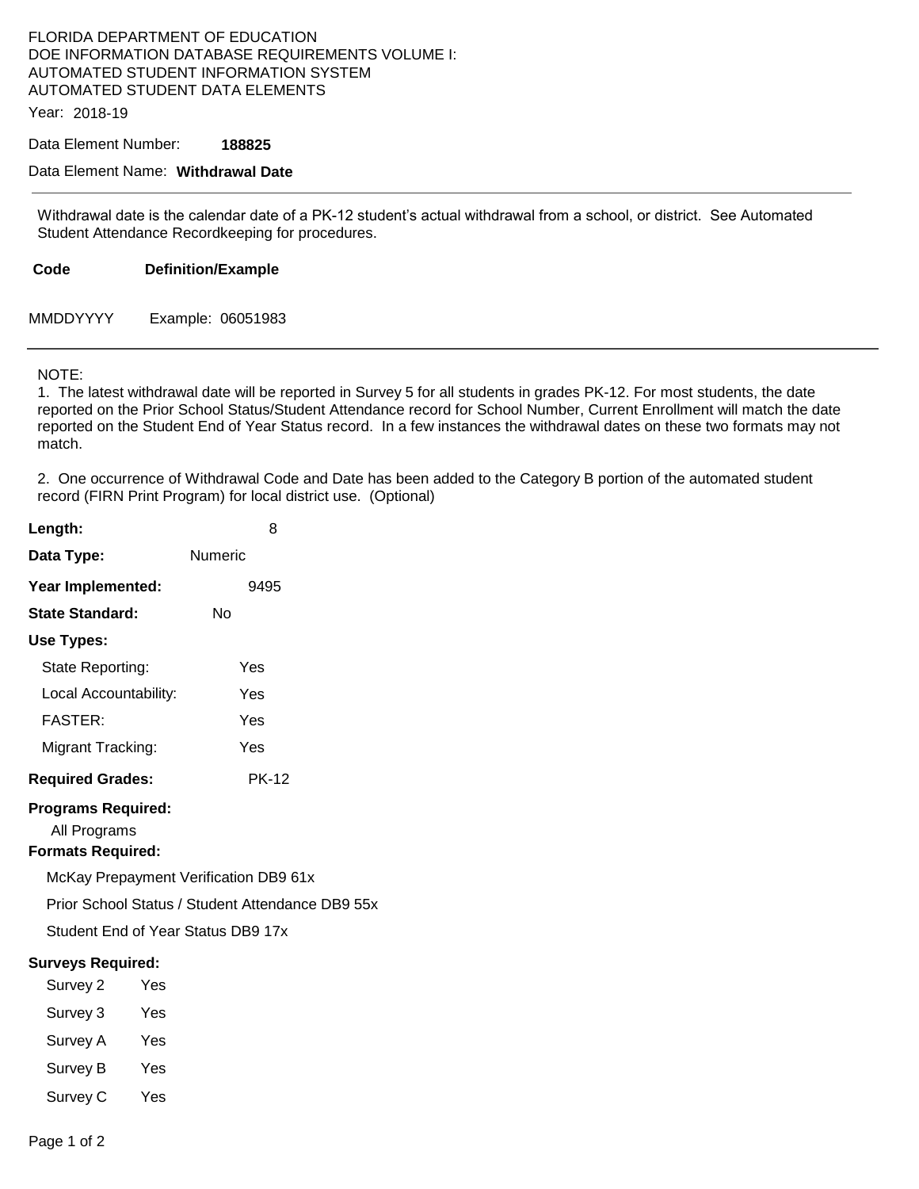FLORIDA DEPARTMENT OF EDUCATION
DOE INFORMATION DATABASE REQUIREMENTS VOLUME I:
AUTOMATED STUDENT INFORMATION SYSTEM
AUTOMATED STUDENT DATA ELEMENTS

Year: 2018-19

Data Element Number: **188825**

Data Element Name: **Withdrawal Date**

---

Withdrawal date is the calendar date of a PK-12 student's actual withdrawal from a school, or district. See Automated Student Attendance Recordkeeping for procedures.

| Code | Definition/Example |
| --- | --- |
| MMDDYYYY | Example: 06051983 |

---

NOTE:

1. The latest withdrawal date will be reported in Survey 5 for all students in grades PK-12. For most students, the date reported on the Prior School Status/Student Attendance record for School Number, Current Enrollment will match the date reported on the Student End of Year Status record. In a few instances the withdrawal dates on these two formats may not match.

2. One occurrence of Withdrawal Code and Date has been added to the Category B portion of the automated student record (FIRN Print Program) for local district use. (Optional)

**Length:** 8

**Data Type:** Numeric

**Year Implemented:** 9495

**State Standard:** No

**Use Types:**

State Reporting: Yes

Local Accountability: Yes

FASTER: Yes

Migrant Tracking: Yes

**Required Grades:** PK-12

**Programs Required:**

All Programs

**Formats Required:**

McKay Prepayment Verification DB9 61x

Prior School Status / Student Attendance DB9 55x

Student End of Year Status DB9 17x

**Surveys Required:**

Survey 2 Yes

Survey 3 Yes

Survey A Yes

Survey B Yes

Survey C Yes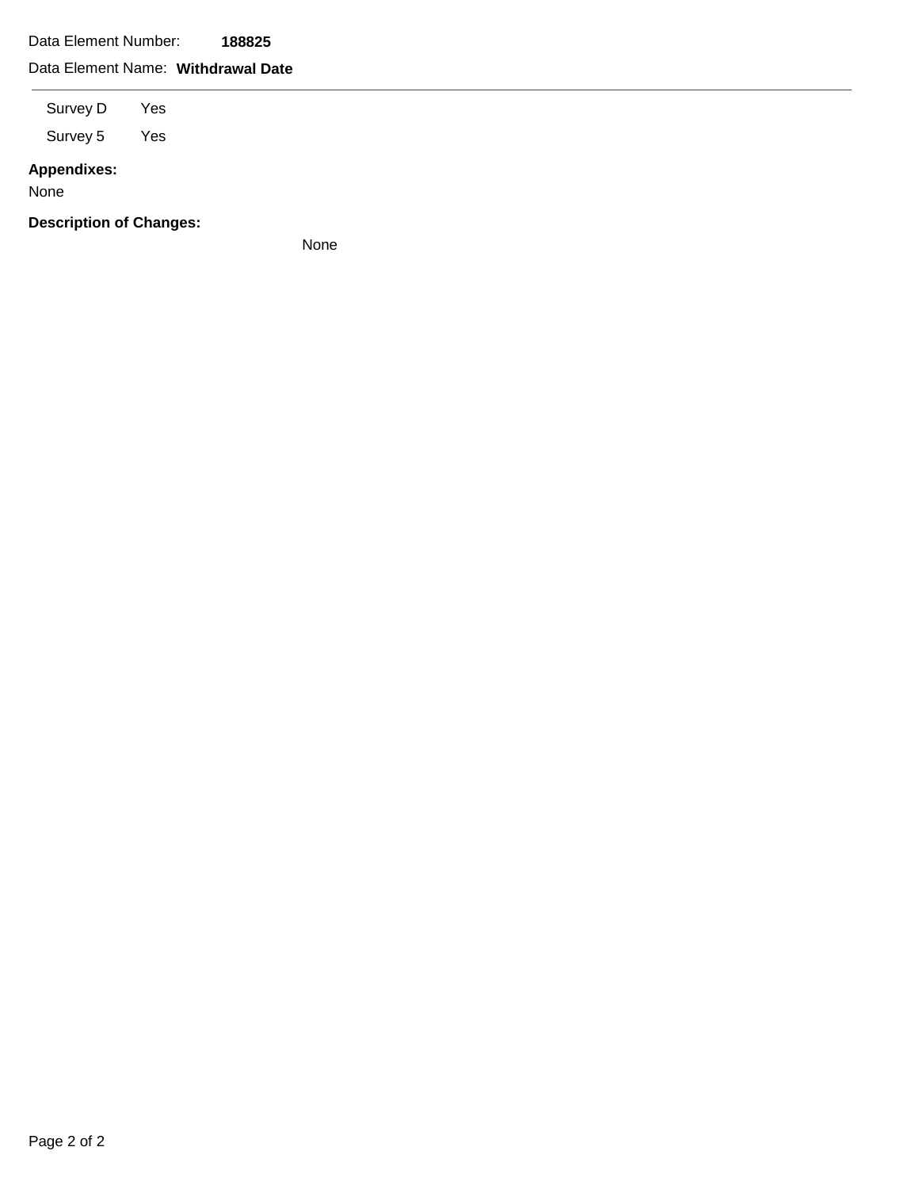Data Element Number: **188825**

Data Element Name: **Withdrawal Date**

---

| | |
|---|---|
| Survey D | Yes |
| Survey 5 | Yes |

**Appendixes:**

None

**Description of Changes:**

None